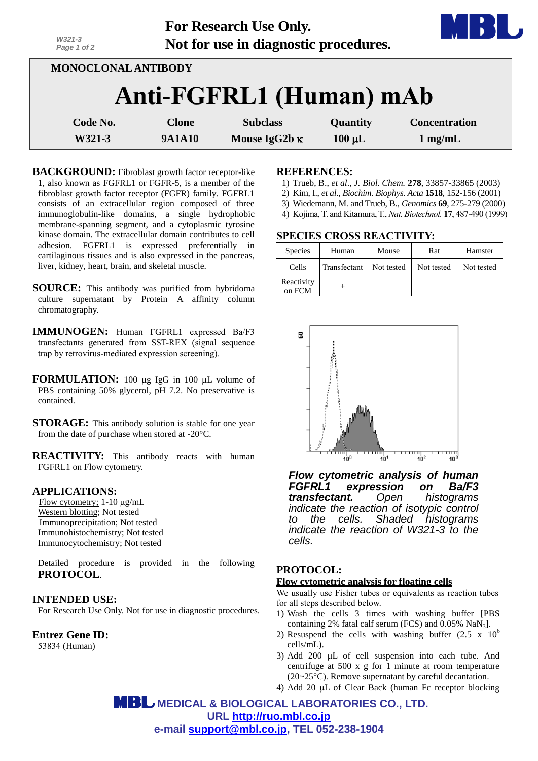For Research Use Only.
Not for use in diagnostic procedures.

MONOCLONAL ANTIBODY

# Anti-FGFRL1 (Human) mAb

| Code No. | Clone | Subclass | Quantity | Concentration |
|---|---|---|---|---|
| W321-3 | 9A1A10 | Mouse IgG2b κ | 100 µL | 1 mg/mL |

**BACKGROUND:** Fibroblast growth factor receptor-like 1, also known as FGFRL1 or FGFR-5, is a member of the fibroblast growth factor receptor (FGFR) family. FGFRL1 consists of an extracellular region composed of three immunoglobulin-like domains, a single hydrophobic membrane-spanning segment, and a cytoplasmic tyrosine kinase domain. The extracellular domain contributes to cell adhesion. FGFRL1 is expressed preferentially in cartilaginous tissues and is also expressed in the pancreas, liver, kidney, heart, brain, and skeletal muscle.

**SOURCE:** This antibody was purified from hybridoma culture supernatant by Protein A affinity column chromatography.

**IMMUNOGEN:** Human FGFRL1 expressed Ba/F3 transfectants generated from SST-REX (signal sequence trap by retrovirus-mediated expression screening).

**FORMULATION:** 100 µg IgG in 100 µL volume of PBS containing 50% glycerol, pH 7.2. No preservative is contained.

**STORAGE:** This antibody solution is stable for one year from the date of purchase when stored at -20°C.

**REACTIVITY:** This antibody reacts with human FGFRL1 on Flow cytometry.

**APPLICATIONS:**

Flow cytometry; 1-10 µg/mL
Western blotting; Not tested
Immunoprecipitation; Not tested
Immunohistochemistry; Not tested
Immunocytochemistry; Not tested

Detailed procedure is provided in the following **PROTOCOL**.

**INTENDED USE:**

For Research Use Only. Not for use in diagnostic procedures.

**Entrez Gene ID:**

53834 (Human)

**REFERENCES:**

1) Trueb, B., *et al*., *J. Biol. Chem.* **278**, 33857-33865 (2003)
2) Kim, I., *et al*., *Biochim. Biophys. Acta* **1518**, 152-156 (2001)
3) Wiedemann, M. and Trueb, B., *Genomics* **69**, 275-279 (2000)
4) Kojima, T. and Kitamura, T., *Nat. Biotechnol.* **17**, 487-490 (1999)

**SPECIES CROSS REACTIVITY:**

| Species | Human | Mouse | Rat | Hamster |
|---|---|---|---|---|
| Cells | Transfectant | Not tested | Not tested | Not tested |
| Reactivity on FCM | + | | | |

*Flow cytometric analysis of human FGFRL1 expression on Ba/F3 transfectant. Open histograms indicate the reaction of isotypic control to the cells. Shaded histograms indicate the reaction of W321-3 to the cells.*

**PROTOCOL:**

**Flow cytometric analysis for floating cells**

We usually use Fisher tubes or equivalents as reaction tubes for all steps described below.

1) Wash the cells 3 times with washing buffer [PBS containing 2% fatal calf serum (FCS) and 0.05% $NaN_3$].
2) Resuspend the cells with washing buffer ($2.5 \times 10^6$ cells/mL).
3) Add 200 µL of cell suspension into each tube. And centrifuge at 500 x g for 1 minute at room temperature (20~25°C). Remove supernatant by careful decantation.
4) Add 20 µL of Clear Back (human Fc receptor blocking

MEDICAL & BIOLOGICAL LABORATORIES CO., LTD.
URL http://ruo.mbl.co.jp
e-mail support@mbl.co.jp, TEL 052-238-1904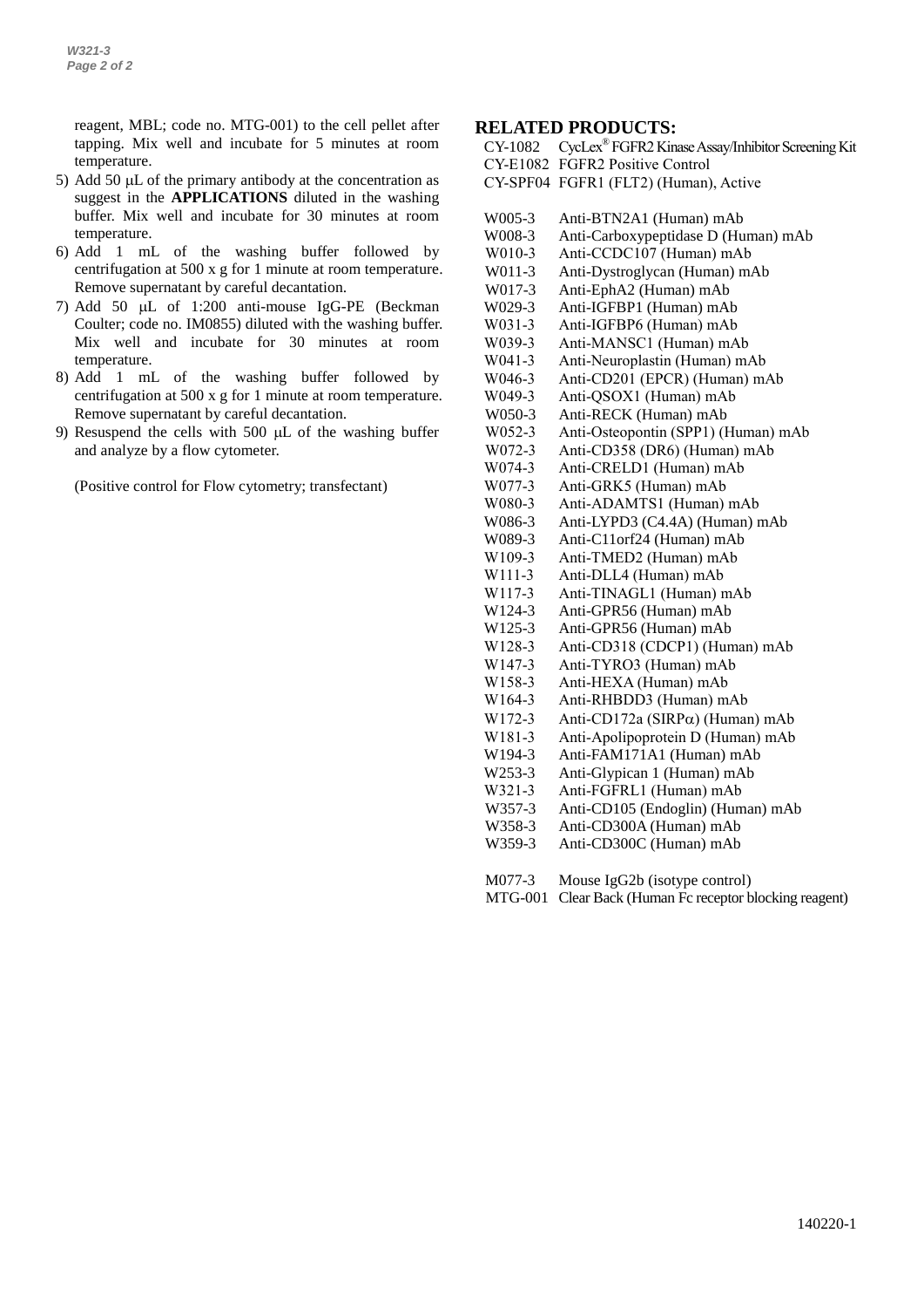reagent, MBL; code no. MTG-001) to the cell pellet after tapping. Mix well and incubate for 5 minutes at room temperature.

5) Add 50 μL of the primary antibody at the concentration as suggest in the **APPLICATIONS** diluted in the washing buffer. Mix well and incubate for 30 minutes at room temperature.
6) Add 1 mL of the washing buffer followed by centrifugation at 500 x g for 1 minute at room temperature. Remove supernatant by careful decantation.
7) Add 50 μL of 1:200 anti-mouse IgG-PE (Beckman Coulter; code no. IM0855) diluted with the washing buffer. Mix well and incubate for 30 minutes at room temperature.
8) Add 1 mL of the washing buffer followed by centrifugation at 500 x g for 1 minute at room temperature. Remove supernatant by careful decantation.
9) Resuspend the cells with 500 μL of the washing buffer and analyze by a flow cytometer.

(Positive control for Flow cytometry; transfectant)

## RELATED PRODUCTS:

| | |
|---|---|
| CY-1082 | CycLex® FGFR2 Kinase Assay/Inhibitor Screening Kit |
| CY-E1082 | FGFR2 Positive Control |
| CY-SPF04 | FGFR1 (FLT2) (Human), Active |
| | |
| W005-3 | Anti-BTN2A1 (Human) mAb |
| W008-3 | Anti-Carboxypeptidase D (Human) mAb |
| W010-3 | Anti-CCDC107 (Human) mAb |
| W011-3 | Anti-Dystroglycan (Human) mAb |
| W017-3 | Anti-EphA2 (Human) mAb |
| W029-3 | Anti-IGFBP1 (Human) mAb |
| W031-3 | Anti-IGFBP6 (Human) mAb |
| W039-3 | Anti-MANSC1 (Human) mAb |
| W041-3 | Anti-Neuroplastin (Human) mAb |
| W046-3 | Anti-CD201 (EPCR) (Human) mAb |
| W049-3 | Anti-QSOX1 (Human) mAb |
| W050-3 | Anti-RECK (Human) mAb |
| W052-3 | Anti-Osteopontin (SPP1) (Human) mAb |
| W072-3 | Anti-CD358 (DR6) (Human) mAb |
| W074-3 | Anti-CRELD1 (Human) mAb |
| W077-3 | Anti-GRK5 (Human) mAb |
| W080-3 | Anti-ADAMTS1 (Human) mAb |
| W086-3 | Anti-LYPD3 (C4.4A) (Human) mAb |
| W089-3 | Anti-C11orf24 (Human) mAb |
| W109-3 | Anti-TMED2 (Human) mAb |
| W111-3 | Anti-DLL4 (Human) mAb |
| W117-3 | Anti-TINAGL1 (Human) mAb |
| W124-3 | Anti-GPR56 (Human) mAb |
| W125-3 | Anti-GPR56 (Human) mAb |
| W128-3 | Anti-CD318 (CDCP1) (Human) mAb |
| W147-3 | Anti-TYRO3 (Human) mAb |
| W158-3 | Anti-HEXA (Human) mAb |
| W164-3 | Anti-RHBDD3 (Human) mAb |
| W172-3 | Anti-CD172a (SIRPα) (Human) mAb |
| W181-3 | Anti-Apolipoprotein D (Human) mAb |
| W194-3 | Anti-FAM171A1 (Human) mAb |
| W253-3 | Anti-Glypican 1 (Human) mAb |
| W321-3 | Anti-FGFRL1 (Human) mAb |
| W357-3 | Anti-CD105 (Endoglin) (Human) mAb |
| W358-3 | Anti-CD300A (Human) mAb |
| W359-3 | Anti-CD300C (Human) mAb |
| | |
| M077-3 | Mouse IgG2b (isotype control) |
| MTG-001 | Clear Back (Human Fc receptor blocking reagent) |

140220-1